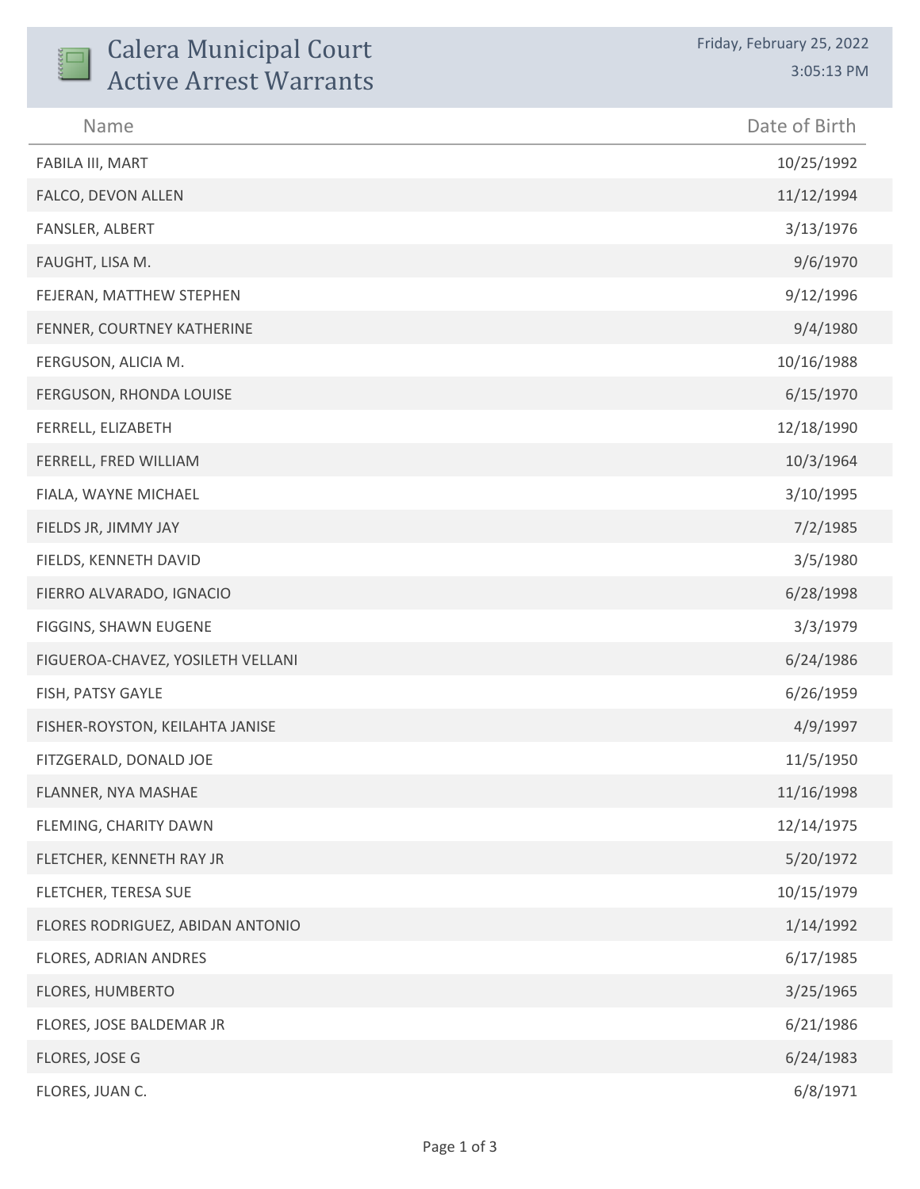# Calera Municipal Court
# Active Arrest Warrants

Friday, February 25, 2022
3:05:13 PM

| Name | Date of Birth |
| --- | --- |
| FABILA III, MART | 10/25/1992 |
| FALCO, DEVON ALLEN | 11/12/1994 |
| FANSLER, ALBERT | 3/13/1976 |
| FAUGHT, LISA M. | 9/6/1970 |
| FEJERAN, MATTHEW STEPHEN | 9/12/1996 |
| FENNER, COURTNEY KATHERINE | 9/4/1980 |
| FERGUSON, ALICIA M. | 10/16/1988 |
| FERGUSON, RHONDA LOUISE | 6/15/1970 |
| FERRELL, ELIZABETH | 12/18/1990 |
| FERRELL, FRED WILLIAM | 10/3/1964 |
| FIALA, WAYNE MICHAEL | 3/10/1995 |
| FIELDS JR, JIMMY JAY | 7/2/1985 |
| FIELDS, KENNETH DAVID | 3/5/1980 |
| FIERRO ALVARADO, IGNACIO | 6/28/1998 |
| FIGGINS, SHAWN EUGENE | 3/3/1979 |
| FIGUEROA-CHAVEZ, YOSILETH VELLANI | 6/24/1986 |
| FISH, PATSY GAYLE | 6/26/1959 |
| FISHER-ROYSTON, KEILAHTA JANISE | 4/9/1997 |
| FITZGERALD, DONALD JOE | 11/5/1950 |
| FLANNER, NYA MASHAE | 11/16/1998 |
| FLEMING, CHARITY DAWN | 12/14/1975 |
| FLETCHER, KENNETH RAY JR | 5/20/1972 |
| FLETCHER, TERESA SUE | 10/15/1979 |
| FLORES RODRIGUEZ, ABIDAN ANTONIO | 1/14/1992 |
| FLORES, ADRIAN ANDRES | 6/17/1985 |
| FLORES, HUMBERTO | 3/25/1965 |
| FLORES, JOSE BALDEMAR JR | 6/21/1986 |
| FLORES, JOSE G | 6/24/1983 |
| FLORES, JUAN C. | 6/8/1971 |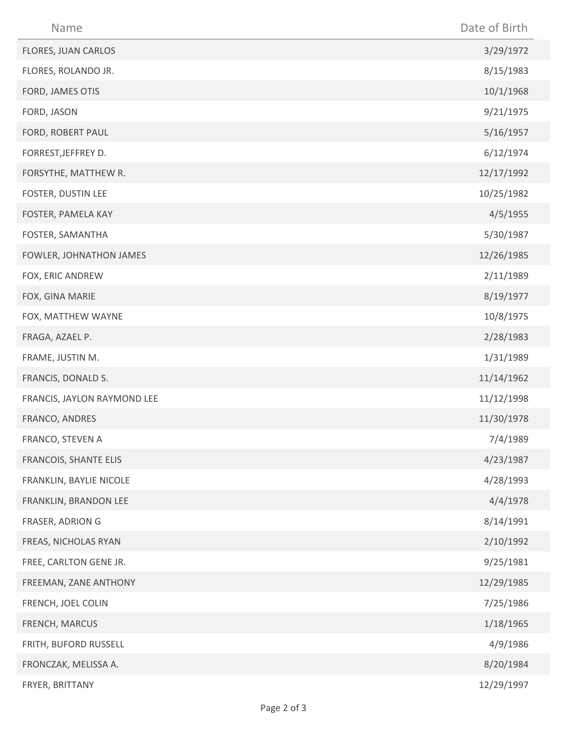| Name | Date of Birth |
| --- | --- |
| FLORES, JUAN CARLOS | 3/29/1972 |
| FLORES, ROLANDO JR. | 8/15/1983 |
| FORD, JAMES OTIS | 10/1/1968 |
| FORD, JASON | 9/21/1975 |
| FORD, ROBERT PAUL | 5/16/1957 |
| FORREST,JEFFREY D. | 6/12/1974 |
| FORSYTHE, MATTHEW R. | 12/17/1992 |
| FOSTER, DUSTIN LEE | 10/25/1982 |
| FOSTER, PAMELA KAY | 4/5/1955 |
| FOSTER, SAMANTHA | 5/30/1987 |
| FOWLER, JOHNATHON JAMES | 12/26/1985 |
| FOX, ERIC ANDREW | 2/11/1989 |
| FOX, GINA MARIE | 8/19/1977 |
| FOX, MATTHEW WAYNE | 10/8/1975 |
| FRAGA, AZAEL P. | 2/28/1983 |
| FRAME, JUSTIN M. | 1/31/1989 |
| FRANCIS, DONALD S. | 11/14/1962 |
| FRANCIS, JAYLON RAYMOND LEE | 11/12/1998 |
| FRANCO, ANDRES | 11/30/1978 |
| FRANCO, STEVEN A | 7/4/1989 |
| FRANCOIS, SHANTE ELIS | 4/23/1987 |
| FRANKLIN, BAYLIE NICOLE | 4/28/1993 |
| FRANKLIN, BRANDON LEE | 4/4/1978 |
| FRASER, ADRION G | 8/14/1991 |
| FREAS, NICHOLAS RYAN | 2/10/1992 |
| FREE, CARLTON GENE JR. | 9/25/1981 |
| FREEMAN, ZANE ANTHONY | 12/29/1985 |
| FRENCH, JOEL COLIN | 7/25/1986 |
| FRENCH, MARCUS | 1/18/1965 |
| FRITH, BUFORD RUSSELL | 4/9/1986 |
| FRONCZAK, MELISSA A. | 8/20/1984 |
| FRYER, BRITTANY | 12/29/1997 |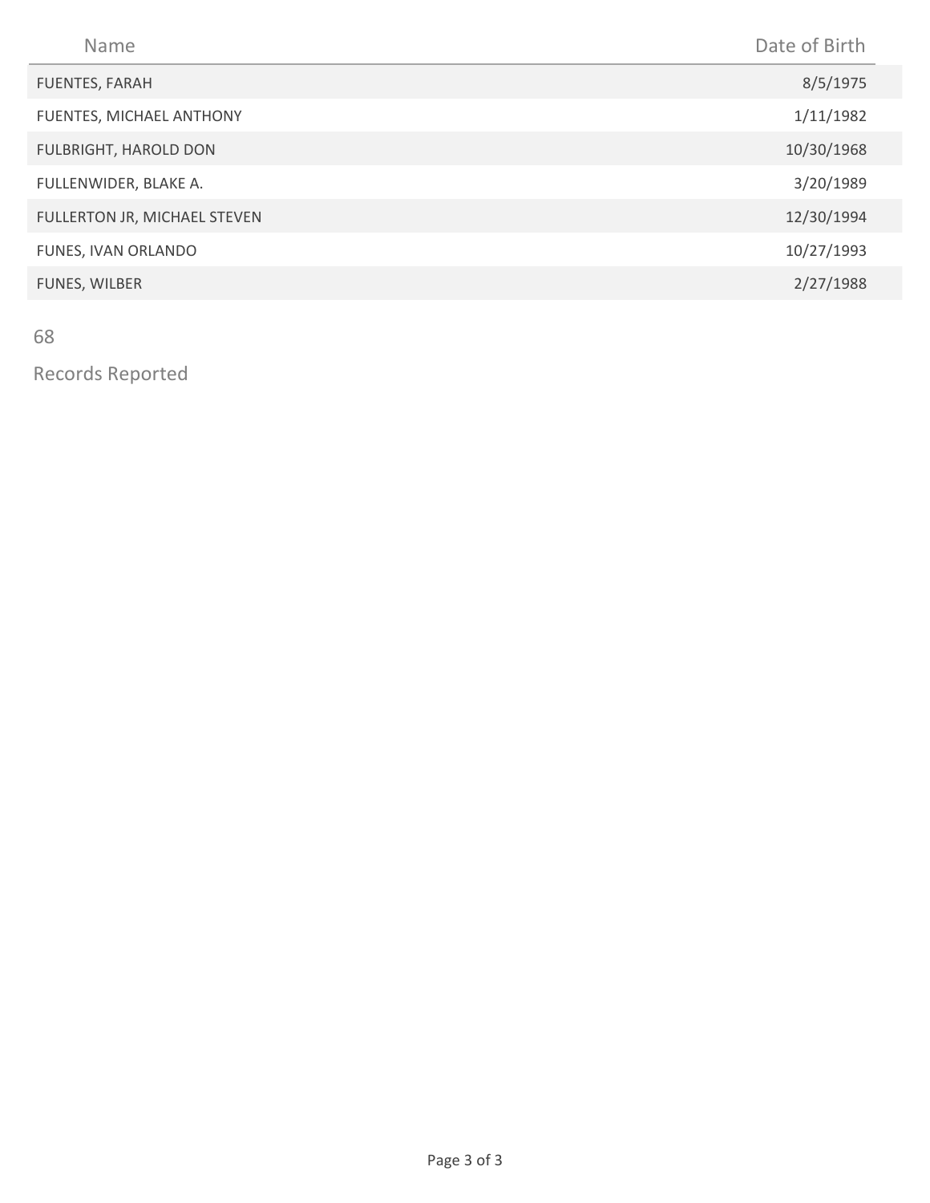| Name | Date of Birth |
| --- | --- |
| FUENTES, FARAH | 8/5/1975 |
| FUENTES, MICHAEL ANTHONY | 1/11/1982 |
| FULBRIGHT, HAROLD DON | 10/30/1968 |
| FULLENWIDER, BLAKE A. | 3/20/1989 |
| FULLERTON JR, MICHAEL STEVEN | 12/30/1994 |
| FUNES, IVAN ORLANDO | 10/27/1993 |
| FUNES, WILBER | 2/27/1988 |

68

Records Reported